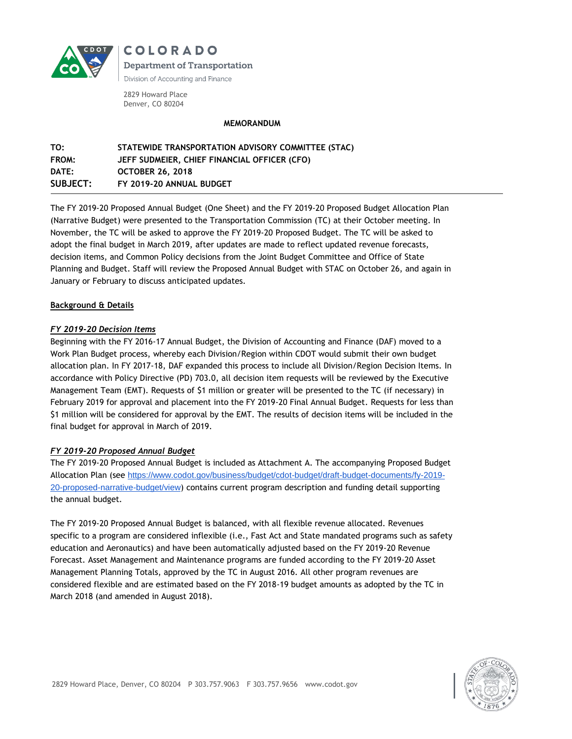COLORADO

Department of Transportation

Division of Accounting and Finance

2829 Howard Place
Denver, CO 80204

**MEMORANDUM**

| | |
|---|---|
| **TO:** | **STATEWIDE TRANSPORTATION ADVISORY COMMITTEE (STAC)** |
| **FROM:** | **JEFF SUDMEIER, CHIEF FINANCIAL OFFICER (CFO)** |
| **DATE:** | **OCTOBER 26, 2018** |
| **SUBJECT:** | **FY 2019-20 ANNUAL BUDGET** |

The FY 2019-20 Proposed Annual Budget (One Sheet) and the FY 2019-20 Proposed Budget Allocation Plan (Narrative Budget) were presented to the Transportation Commission (TC) at their October meeting. In November, the TC will be asked to approve the FY 2019-20 Proposed Budget. The TC will be asked to adopt the final budget in March 2019, after updates are made to reflect updated revenue forecasts, decision items, and Common Policy decisions from the Joint Budget Committee and Office of State Planning and Budget. Staff will review the Proposed Annual Budget with STAC on October 26, and again in January or February to discuss anticipated updates.

**Background & Details**

***FY 2019-20 Decision Items***

Beginning with the FY 2016-17 Annual Budget, the Division of Accounting and Finance (DAF) moved to a Work Plan Budget process, whereby each Division/Region within CDOT would submit their own budget allocation plan. In FY 2017-18, DAF expanded this process to include all Division/Region Decision Items. In accordance with Policy Directive (PD) 703.0, all decision item requests will be reviewed by the Executive Management Team (EMT). Requests of $1 million or greater will be presented to the TC (if necessary) in February 2019 for approval and placement into the FY 2019-20 Final Annual Budget. Requests for less than $1 million will be considered for approval by the EMT. The results of decision items will be included in the final budget for approval in March of 2019.

***FY 2019-20 Proposed Annual Budget***

The FY 2019-20 Proposed Annual Budget is included as Attachment A. The accompanying Proposed Budget Allocation Plan (see https://www.codot.gov/business/budget/cdot-budget/draft-budget-documents/fy-2019-20-proposed-narrative-budget/view) contains current program description and funding detail supporting the annual budget.

The FY 2019-20 Proposed Annual Budget is balanced, with all flexible revenue allocated. Revenues specific to a program are considered inflexible (i.e., Fast Act and State mandated programs such as safety education and Aeronautics) and have been automatically adjusted based on the FY 2019-20 Revenue Forecast. Asset Management and Maintenance programs are funded according to the FY 2019-20 Asset Management Planning Totals, approved by the TC in August 2016. All other program revenues are considered flexible and are estimated based on the FY 2018-19 budget amounts as adopted by the TC in March 2018 (and amended in August 2018).

2829 Howard Place, Denver, CO 80204 P 303.757.9063 F 303.757.9656 www.codot.gov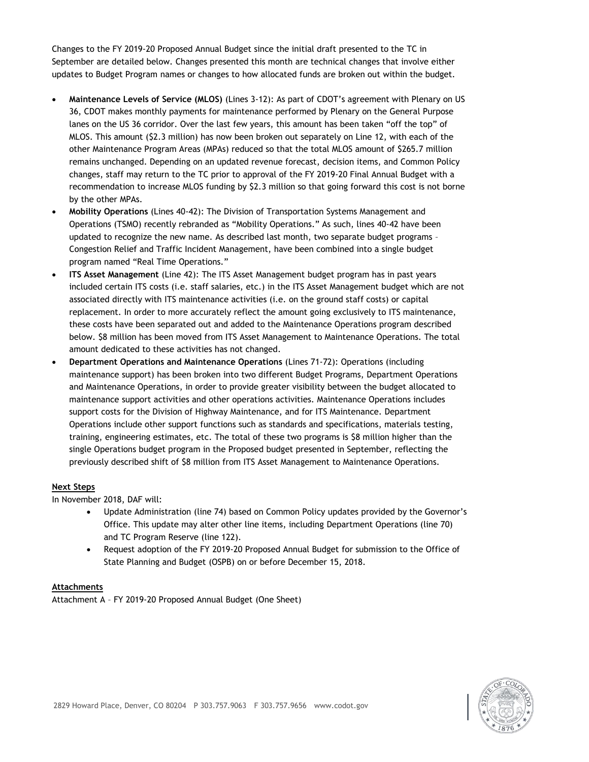Changes to the FY 2019-20 Proposed Annual Budget since the initial draft presented to the TC in September are detailed below. Changes presented this month are technical changes that involve either updates to Budget Program names or changes to how allocated funds are broken out within the budget.

- **Maintenance Levels of Service (MLOS)** (Lines 3-12): As part of CDOT's agreement with Plenary on US 36, CDOT makes monthly payments for maintenance performed by Plenary on the General Purpose lanes on the US 36 corridor. Over the last few years, this amount has been taken "off the top" of MLOS. This amount ($2.3 million) has now been broken out separately on Line 12, with each of the other Maintenance Program Areas (MPAs) reduced so that the total MLOS amount of $265.7 million remains unchanged. Depending on an updated revenue forecast, decision items, and Common Policy changes, staff may return to the TC prior to approval of the FY 2019-20 Final Annual Budget with a recommendation to increase MLOS funding by $2.3 million so that going forward this cost is not borne by the other MPAs.
- **Mobility Operations** (Lines 40-42): The Division of Transportation Systems Management and Operations (TSMO) recently rebranded as "Mobility Operations." As such, lines 40-42 have been updated to recognize the new name. As described last month, two separate budget programs – Congestion Relief and Traffic Incident Management, have been combined into a single budget program named "Real Time Operations."
- **ITS Asset Management** (Line 42): The ITS Asset Management budget program has in past years included certain ITS costs (i.e. staff salaries, etc.) in the ITS Asset Management budget which are not associated directly with ITS maintenance activities (i.e. on the ground staff costs) or capital replacement. In order to more accurately reflect the amount going exclusively to ITS maintenance, these costs have been separated out and added to the Maintenance Operations program described below. $8 million has been moved from ITS Asset Management to Maintenance Operations. The total amount dedicated to these activities has not changed.
- **Department Operations and Maintenance Operations** (Lines 71-72): Operations (including maintenance support) has been broken into two different Budget Programs, Department Operations and Maintenance Operations, in order to provide greater visibility between the budget allocated to maintenance support activities and other operations activities. Maintenance Operations includes support costs for the Division of Highway Maintenance, and for ITS Maintenance. Department Operations include other support functions such as standards and specifications, materials testing, training, engineering estimates, etc. The total of these two programs is $8 million higher than the single Operations budget program in the Proposed budget presented in September, reflecting the previously described shift of $8 million from ITS Asset Management to Maintenance Operations.

**Next Steps**

In November 2018, DAF will:

- Update Administration (line 74) based on Common Policy updates provided by the Governor's Office. This update may alter other line items, including Department Operations (line 70) and TC Program Reserve (line 122).
- Request adoption of the FY 2019-20 Proposed Annual Budget for submission to the Office of State Planning and Budget (OSPB) on or before December 15, 2018.

**Attachments**

Attachment A – FY 2019-20 Proposed Annual Budget (One Sheet)

2829 Howard Place, Denver, CO 80204 P 303.757.9063 F 303.757.9656 www.codot.gov